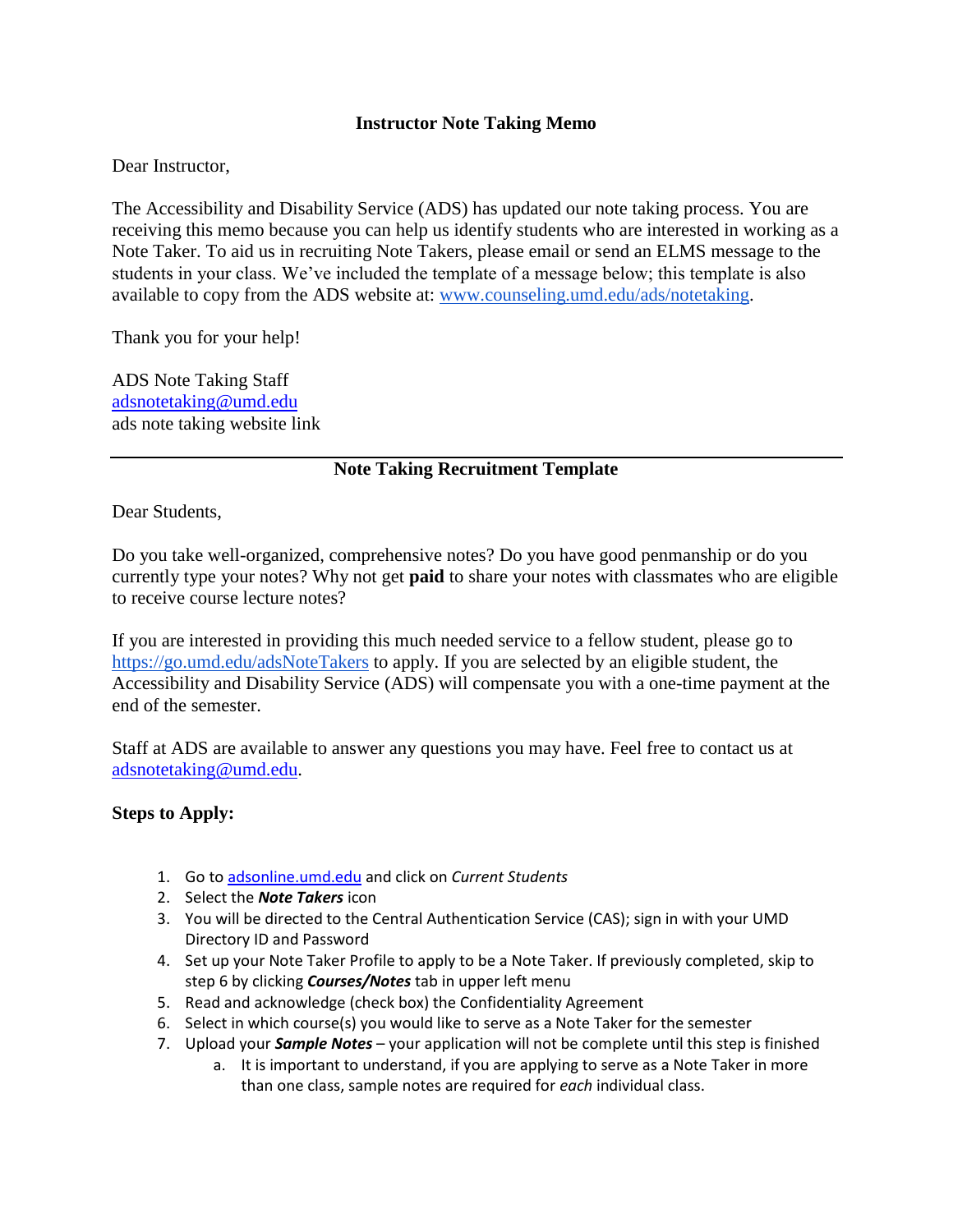## Instructor Note Taking Memo

Dear Instructor,

The Accessibility and Disability Service (ADS) has updated our note taking process. You are receiving this memo because you can help us identify students who are interested in working as a Note Taker. To aid us in recruiting Note Takers, please email or send an ELMS message to the students in your class. We've included the template of a message below; this template is also available to copy from the ADS website at: [www.counseling.umd.edu/ads/notetaking](www.counseling.umd.edu/ads/notetaking).

Thank you for your help!

ADS Note Taking Staff
[adsnotetaking@umd.edu](mailto:adsnotetaking@umd.edu)
ads note taking website link

---

## Note Taking Recruitment Template

Dear Students,

Do you take well-organized, comprehensive notes? Do you have good penmanship or do you currently type your notes? Why not get **paid** to share your notes with classmates who are eligible to receive course lecture notes?

If you are interested in providing this much needed service to a fellow student, please go to [https://go.umd.edu/adsNoteTakers](https://go.umd.edu/adsNoteTakers) to apply. If you are selected by an eligible student, the Accessibility and Disability Service (ADS) will compensate you with a one-time payment at the end of the semester.

Staff at ADS are available to answer any questions you may have. Feel free to contact us at [adsnotetaking@umd.edu](mailto:adsnotetaking@umd.edu).

**Steps to Apply:**

1. Go to [adsonline.umd.edu](adsonline.umd.edu) and click on *Current Students*
2. Select the ***Note Takers*** icon
3. You will be directed to the Central Authentication Service (CAS); sign in with your UMD Directory ID and Password
4. Set up your Note Taker Profile to apply to be a Note Taker. If previously completed, skip to step 6 by clicking ***Courses/Notes*** tab in upper left menu
5. Read and acknowledge (check box) the Confidentiality Agreement
6. Select in which course(s) you would like to serve as a Note Taker for the semester
7. Upload your ***Sample Notes*** – your application will not be complete until this step is finished
   a. It is important to understand, if you are applying to serve as a Note Taker in more than one class, sample notes are required for *each* individual class.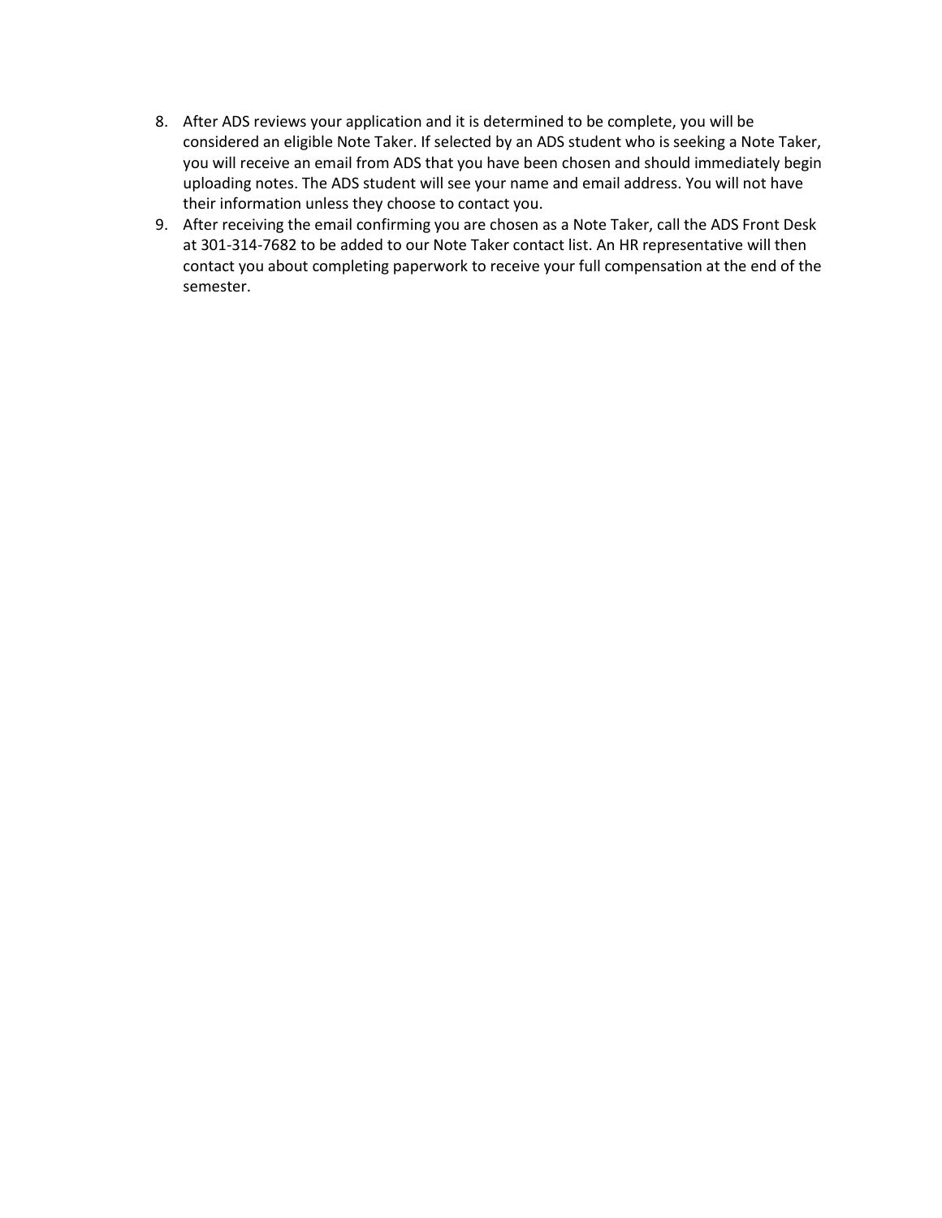8. After ADS reviews your application and it is determined to be complete, you will be considered an eligible Note Taker. If selected by an ADS student who is seeking a Note Taker, you will receive an email from ADS that you have been chosen and should immediately begin uploading notes. The ADS student will see your name and email address. You will not have their information unless they choose to contact you.
9. After receiving the email confirming you are chosen as a Note Taker, call the ADS Front Desk at 301-314-7682 to be added to our Note Taker contact list. An HR representative will then contact you about completing paperwork to receive your full compensation at the end of the semester.